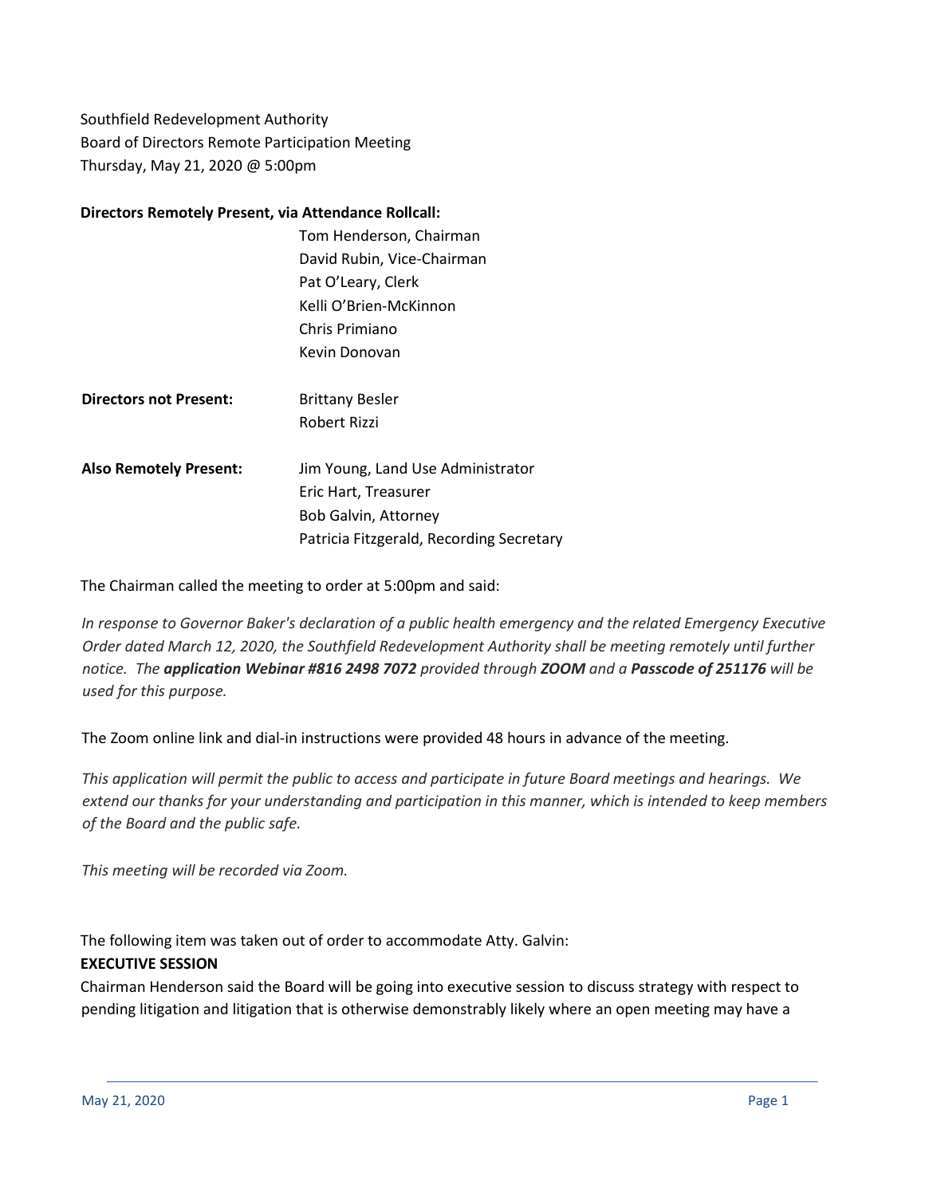Southfield Redevelopment Authority
Board of Directors Remote Participation Meeting
Thursday, May 21, 2020 @ 5:00pm

**Directors Remotely Present, via Attendance Rollcall:**

Tom Henderson, Chairman
David Rubin, Vice-Chairman
Pat O'Leary, Clerk
Kelli O'Brien-McKinnon
Chris Primiano
Kevin Donovan

**Directors not Present:** Brittany Besler
Robert Rizzi

**Also Remotely Present:** Jim Young, Land Use Administrator
Eric Hart, Treasurer
Bob Galvin, Attorney
Patricia Fitzgerald, Recording Secretary

The Chairman called the meeting to order at 5:00pm and said:

*In response to Governor Baker's declaration of a public health emergency and the related Emergency Executive Order dated March 12, 2020, the Southfield Redevelopment Authority shall be meeting remotely until further notice. The **application Webinar #816 2498 7072** provided through **ZOOM** and a **Passcode of 251176** will be used for this purpose.*

The Zoom online link and dial-in instructions were provided 48 hours in advance of the meeting.

*This application will permit the public to access and participate in future Board meetings and hearings. We extend our thanks for your understanding and participation in this manner, which is intended to keep members of the Board and the public safe.*

*This meeting will be recorded via Zoom.*

The following item was taken out of order to accommodate Atty. Galvin:

**EXECUTIVE SESSION**

Chairman Henderson said the Board will be going into executive session to discuss strategy with respect to pending litigation and litigation that is otherwise demonstrably likely where an open meeting may have a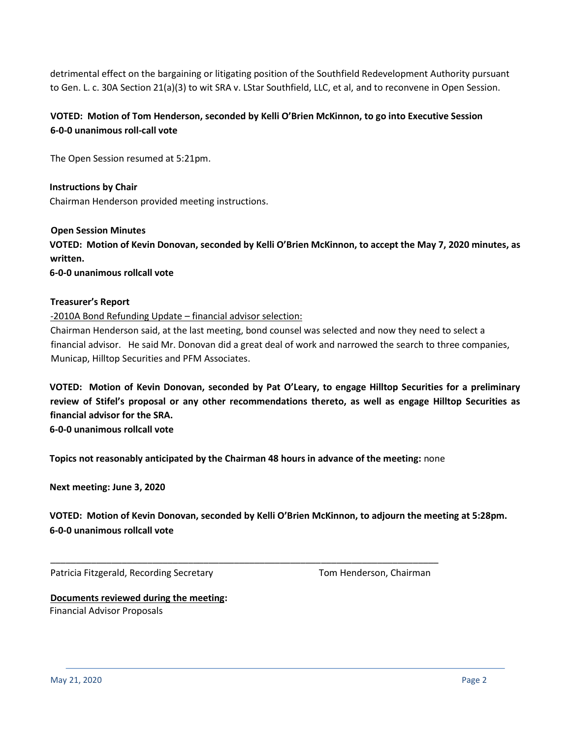detrimental effect on the bargaining or litigating position of the Southfield Redevelopment Authority pursuant to Gen. L. c. 30A Section 21(a)(3) to wit SRA v. LStar Southfield, LLC, et al, and to reconvene in Open Session.

**VOTED: Motion of Tom Henderson, seconded by Kelli O'Brien McKinnon, to go into Executive Session**
**6-0-0 unanimous roll-call vote**

The Open Session resumed at 5:21pm.

**Instructions by Chair**
Chairman Henderson provided meeting instructions.

**Open Session Minutes**
**VOTED: Motion of Kevin Donovan, seconded by Kelli O'Brien McKinnon, to accept the May 7, 2020 minutes, as written.**
**6-0-0 unanimous rollcall vote**

**Treasurer's Report**
-2010A Bond Refunding Update – financial advisor selection:
Chairman Henderson said, at the last meeting, bond counsel was selected and now they need to select a financial advisor. He said Mr. Donovan did a great deal of work and narrowed the search to three companies, Municap, Hilltop Securities and PFM Associates.

**VOTED: Motion of Kevin Donovan, seconded by Pat O'Leary, to engage Hilltop Securities for a preliminary review of Stifel's proposal or any other recommendations thereto, as well as engage Hilltop Securities as financial advisor for the SRA.**
**6-0-0 unanimous rollcall vote**

**Topics not reasonably anticipated by the Chairman 48 hours in advance of the meeting:** none

**Next meeting: June 3, 2020**

**VOTED: Motion of Kevin Donovan, seconded by Kelli O'Brien McKinnon, to adjourn the meeting at 5:28pm.**
**6-0-0 unanimous rollcall vote**

\_\_\_\_\_\_\_\_\_\_\_\_\_\_\_\_\_\_\_\_\_\_\_\_\_\_\_\_\_\_\_\_\_\_\_\_\_\_\_\_\_\_\_\_\_\_\_\_\_\_\_\_\_\_\_\_\_\_\_\_\_\_\_\_\_\_\_\_\_\_

Patricia Fitzgerald, Recording Secretary                    Tom Henderson, Chairman

**Documents reviewed during the meeting:**
Financial Advisor Proposals